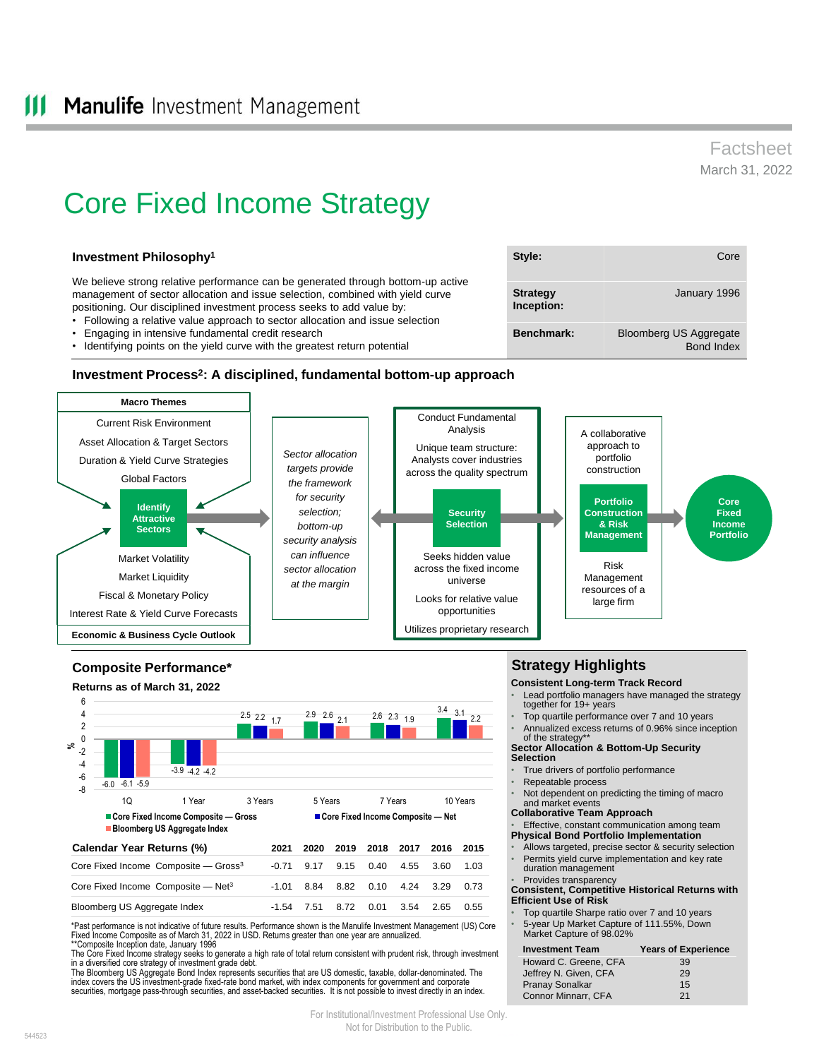Manulife Investment Management

Factsheet
March 31, 2022

# Core Fixed Income Strategy

### Investment Philosophy[1]

We believe strong relative performance can be generated through bottom-up active management of sector allocation and issue selection, combined with yield curve positioning. Our disciplined investment process seeks to add value by:

- Following a relative value approach to sector allocation and issue selection
- Engaging in intensive fundamental credit research
- Identifying points on the yield curve with the greatest return potential

| | |
|---|---|
| **Style:** | Core |
| **Strategy Inception:** | January 1996 |
| **Benchmark:** | Bloomberg US Aggregate Bond Index |

### Investment Process[2]: A disciplined, fundamental bottom-up approach

**Macro Themes**
- Current Risk Environment
- Asset Allocation & Target Sectors
- Duration & Yield Curve Strategies
- Global Factors

**Identify Attractive Sectors**

- Market Volatility
- Market Liquidity
- Fiscal & Monetary Policy
- Interest Rate & Yield Curve Forecasts

**Economic & Business Cycle Outlook**

*Sector allocation targets provide the framework for security selection; bottom-up security analysis can influence sector allocation at the margin*

Conduct Fundamental Analysis

Unique team structure: Analysts cover industries across the quality spectrum

**Security Selection**

Seeks hidden value across the fixed income universe

Looks for relative value opportunities

Utilizes proprietary research

A collaborative approach to portfolio construction

**Portfolio Construction & Risk Management**

Risk Management resources of a large firm

**Core Fixed Income Portfolio**

### Composite Performance*

**Returns as of March 31, 2022**

| % | 1Q | 1 Year | 3 Years | 5 Years | 7 Years | 10 Years |
|---|---|---|---|---|---|---|
| Core Fixed Income Composite — Gross | -6.0 | -3.9 | 2.5 | 2.9 | 2.6 | 3.4 |
| Core Fixed Income Composite — Net | -6.1 | -4.2 | 2.2 | 2.6 | 2.3 | 3.1 |
| Bloomberg US Aggregate Index | -5.9 | -4.2 | 1.7 | 2.1 | 1.9 | 2.2 |

| Calendar Year Returns (%) | 2021 | 2020 | 2019 | 2018 | 2017 | 2016 | 2015 |
|---|---|---|---|---|---|---|---|
| Core Fixed Income Composite — Gross[3] | -0.71 | 9.17 | 9.15 | 0.40 | 4.55 | 3.60 | 1.03 |
| Core Fixed Income Composite — Net[3] | -1.01 | 8.84 | 8.82 | 0.10 | 4.24 | 3.29 | 0.73 |
| Bloomberg US Aggregate Index | -1.54 | 7.51 | 8.72 | 0.01 | 3.54 | 2.65 | 0.55 |

*Past performance is not indicative of future results. Performance shown is the Manulife Investment Management (US) Core Fixed Income Composite as of March 31, 2022 in USD. Returns greater than one year are annualized.
**Composite Inception date, January 1996
The Core Fixed Income strategy seeks to generate a high rate of total return consistent with prudent risk, through investment in a diversified core strategy of investment grade debt.
The Bloomberg US Aggregate Bond Index represents securities that are US domestic, taxable, dollar-denominated. The index covers the US investment-grade fixed-rate bond market, with index components for government and corporate securities, mortgage pass-through securities, and asset-backed securities. It is not possible to invest directly in an index.

## Strategy Highlights

**Consistent Long-term Track Record**
- Lead portfolio managers have managed the strategy together for 19+ years
- Top quartile performance over 7 and 10 years
- Annualized excess returns of 0.96% since inception of the strategy**

**Sector Allocation & Bottom-Up Security Selection**
- True drivers of portfolio performance
- Repeatable process
- Not dependent on predicting the timing of macro and market events

**Collaborative Team Approach**
- Effective, constant communication among team

**Physical Bond Portfolio Implementation**
- Allows targeted, precise sector & security selection
- Permits yield curve implementation and key rate duration management
- Provides transparency

**Consistent, Competitive Historical Returns with Efficient Use of Risk**
- Top quartile Sharpe ratio over 7 and 10 years
- 5-year Up Market Capture of 111.55%, Down Market Capture of 98.02%

| Investment Team | Years of Experience |
|---|---|
| Howard C. Greene, CFA | 39 |
| Jeffrey N. Given, CFA | 29 |
| Pranay Sonalkar | 15 |
| Connor Minnarr, CFA | 21 |

For Institutional/Investment Professional Use Only.
Not for Distribution to the Public.

544523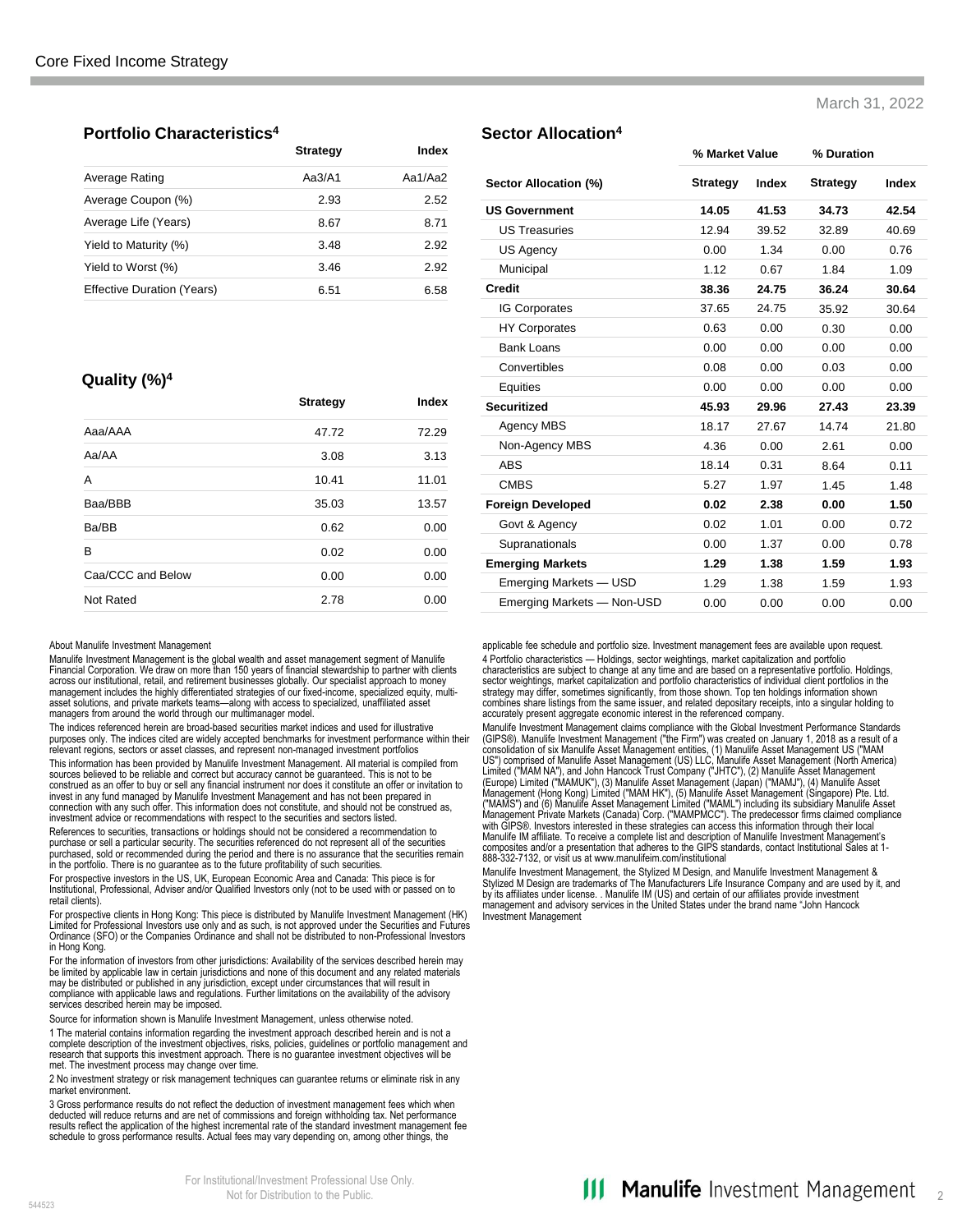Core Fixed Income Strategy

March 31, 2022

## Portfolio Characteristics[4]

| | Strategy | Index |
|---|---|---|
| Average Rating | Aa3/A1 | Aa1/Aa2 |
| Average Coupon (%) | 2.93 | 2.52 |
| Average Life (Years) | 8.67 | 8.71 |
| Yield to Maturity (%) | 3.48 | 2.92 |
| Yield to Worst (%) | 3.46 | 2.92 |
| Effective Duration (Years) | 6.51 | 6.58 |

## Quality (%)[4]

| | Strategy | Index |
|---|---|---|
| Aaa/AAA | 47.72 | 72.29 |
| Aa/AA | 3.08 | 3.13 |
| A | 10.41 | 11.01 |
| Baa/BBB | 35.03 | 13.57 |
| Ba/BB | 0.62 | 0.00 |
| B | 0.02 | 0.00 |
| Caa/CCC and Below | 0.00 | 0.00 |
| Not Rated | 2.78 | 0.00 |

## Sector Allocation[4]

| | % Market Value | | % Duration | |
|---|---|---|---|---|
| **Sector Allocation (%)** | **Strategy** | **Index** | **Strategy** | **Index** |
| **US Government** | **14.05** | **41.53** | **34.73** | **42.54** |
| US Treasuries | 12.94 | 39.52 | 32.89 | 40.69 |
| US Agency | 0.00 | 1.34 | 0.00 | 0.76 |
| Municipal | 1.12 | 0.67 | 1.84 | 1.09 |
| **Credit** | **38.36** | **24.75** | **36.24** | **30.64** |
| IG Corporates | 37.65 | 24.75 | 35.92 | 30.64 |
| HY Corporates | 0.63 | 0.00 | 0.30 | 0.00 |
| Bank Loans | 0.00 | 0.00 | 0.00 | 0.00 |
| Convertibles | 0.08 | 0.00 | 0.03 | 0.00 |
| Equities | 0.00 | 0.00 | 0.00 | 0.00 |
| **Securitized** | **45.93** | **29.96** | **27.43** | **23.39** |
| Agency MBS | 18.17 | 27.67 | 14.74 | 21.80 |
| Non-Agency MBS | 4.36 | 0.00 | 2.61 | 0.00 |
| ABS | 18.14 | 0.31 | 8.64 | 0.11 |
| CMBS | 5.27 | 1.97 | 1.45 | 1.48 |
| **Foreign Developed** | **0.02** | **2.38** | **0.00** | **1.50** |
| Govt & Agency | 0.02 | 1.01 | 0.00 | 0.72 |
| Supranationals | 0.00 | 1.37 | 0.00 | 0.78 |
| **Emerging Markets** | **1.29** | **1.38** | **1.59** | **1.93** |
| Emerging Markets — USD | 1.29 | 1.38 | 1.59 | 1.93 |
| Emerging Markets — Non-USD | 0.00 | 0.00 | 0.00 | 0.00 |

About Manulife Investment Management

Manulife Investment Management is the global wealth and asset management segment of Manulife Financial Corporation. We draw on more than 150 years of financial stewardship to partner with clients across our institutional, retail, and retirement businesses globally. Our specialist approach to money management includes the highly differentiated strategies of our fixed-income, specialized equity, multi-asset solutions, and private markets teams—along with access to specialized, unaffiliated asset managers from around the world through our multimanager model.

The indices referenced herein are broad-based securities market indices and used for illustrative purposes only. The indices cited are widely accepted benchmarks for investment performance within their relevant regions, sectors or asset classes, and represent non-managed investment portfolios

This information has been provided by Manulife Investment Management. All material is compiled from sources believed to be reliable and correct but accuracy cannot be guaranteed. This is not to be construed as an offer to buy or sell any financial instrument nor does it constitute an offer or invitation to invest in any fund managed by Manulife Investment Management and has not been prepared in connection with any such offer. This information does not constitute, and should not be construed as, investment advice or recommendations with respect to the securities and sectors listed.

References to securities, transactions or holdings should not be considered a recommendation to purchase or sell a particular security. The securities referenced do not represent all of the securities purchased, sold or recommended during the period and there is no assurance that the securities remain in the portfolio. There is no guarantee as to the future profitability of such securities.

For prospective investors in the US, UK, European Economic Area and Canada: This piece is for Institutional, Professional, Adviser and/or Qualified Investors only (not to be used with or passed on to retail clients).

For prospective clients in Hong Kong: This piece is distributed by Manulife Investment Management (HK) Limited for Professional Investors use only and as such, is not approved under the Securities and Futures Ordinance (SFO) or the Companies Ordinance and shall not be distributed to non-Professional Investors in Hong Kong.

For the information of investors from other jurisdictions: Availability of the services described herein may be limited by applicable law in certain jurisdictions and none of this document and any related materials may be distributed or published in any jurisdiction, except under circumstances that will result in compliance with applicable laws and regulations. Further limitations on the availability of the advisory services described herein may be imposed.

Source for information shown is Manulife Investment Management, unless otherwise noted.

1 The material contains information regarding the investment approach described herein and is not a complete description of the investment objectives, risks, policies, guidelines or portfolio management and research that supports this investment approach. There is no guarantee investment objectives will be met. The investment process may change over time.

2 No investment strategy or risk management techniques can guarantee returns or eliminate risk in any market environment.

3 Gross performance results do not reflect the deduction of investment management fees which when deducted will reduce returns and are net of commissions and foreign withholding tax. Net performance results reflect the application of the highest incremental rate of the standard investment management fee schedule to gross performance results. Actual fees may vary depending on, among other things, the applicable fee schedule and portfolio size. Investment management fees are available upon request.

4 Portfolio characteristics — Holdings, sector weightings, market capitalization and portfolio characteristics are subject to change at any time and are based on a representative portfolio. Holdings, sector weightings, market capitalization and portfolio characteristics of individual client portfolios in the strategy may differ, sometimes significantly, from those shown. Top ten holdings information shown combines share listings from the same issuer, and related depositary receipts, into a singular holding to accurately present aggregate economic interest in the referenced company.

Manulife Investment Management claims compliance with the Global Investment Performance Standards (GIPS®). Manulife Investment Management ("the Firm") was created on January 1, 2018 as a result of a consolidation of six Manulife Asset Management entities, (1) Manulife Asset Management US ("MAM US") comprised of Manulife Asset Management (US) LLC, Manulife Asset Management (North America) Limited ("MAM NA"), and John Hancock Trust Company ("JHTC"), (2) Manulife Asset Management (Europe) Limited ("MAMUK"), (3) Manulife Asset Management (Japan) ("MAMJ"), (4) Manulife Asset Management (Hong Kong) Limited ("MAM HK"), (5) Manulife Asset Management (Singapore) Pte. Ltd. ("MAMS") and (6) Manulife Asset Management Limited ("MAML") including its subsidiary Manulife Asset Management Private Markets (Canada) Corp. ("MAMPMCC"). The predecessor firms claimed compliance with GIPS®. Investors interested in these strategies can access this information through their local Manulife IM affiliate. To receive a complete list and description of Manulife Investment Management's composites and/or a presentation that adheres to the GIPS standards, contact Institutional Sales at 1-888-332-7132, or visit us at www.manulifeim.com/institutional

Manulife Investment Management, the Stylized M Design, and Manulife Investment Management & Stylized M Design are trademarks of The Manufacturers Life Insurance Company and are used by it, and by its affiliates under license. . Manulife IM (US) and certain of our affiliates provide investment management and advisory services in the United States under the brand name "John Hancock Investment Management

For Institutional/Investment Professional Use Only.
Not for Distribution to the Public.

544523